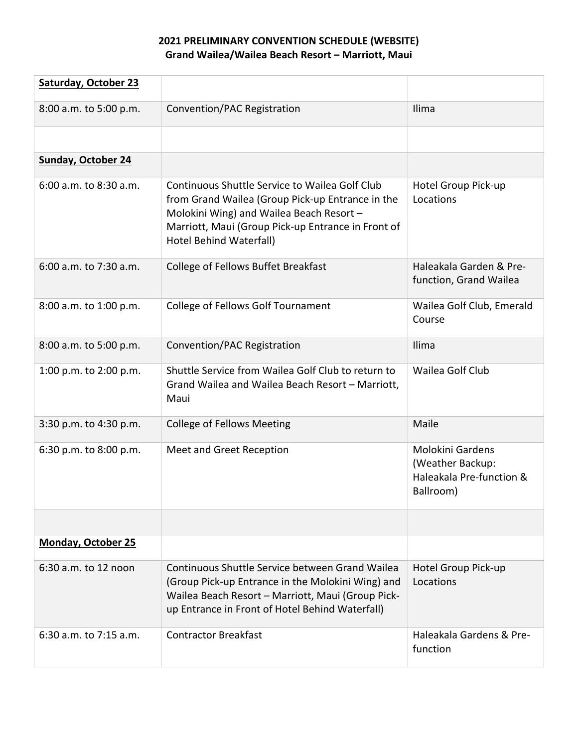**2021 PRELIMINARY CONVENTION SCHEDULE (WEBSITE)**
**Grand Wailea/Wailea Beach Resort – Marriott, Maui**

| | | |
|---|---|---|
| **Saturday, October 23** | | |
| 8:00 a.m. to 5:00 p.m. | Convention/PAC Registration | Ilima |
| | | |
| **Sunday, October 24** | | |
| 6:00 a.m. to 8:30 a.m. | Continuous Shuttle Service to Wailea Golf Club from Grand Wailea (Group Pick-up Entrance in the Molokini Wing) and Wailea Beach Resort – Marriott, Maui (Group Pick-up Entrance in Front of Hotel Behind Waterfall) | Hotel Group Pick-up Locations |
| 6:00 a.m. to 7:30 a.m. | College of Fellows Buffet Breakfast | Haleakala Garden & Pre-function, Grand Wailea |
| 8:00 a.m. to 1:00 p.m. | College of Fellows Golf Tournament | Wailea Golf Club, Emerald Course |
| 8:00 a.m. to 5:00 p.m. | Convention/PAC Registration | Ilima |
| 1:00 p.m. to 2:00 p.m. | Shuttle Service from Wailea Golf Club to return to Grand Wailea and Wailea Beach Resort – Marriott, Maui | Wailea Golf Club |
| 3:30 p.m. to 4:30 p.m. | College of Fellows Meeting | Maile |
| 6:30 p.m. to 8:00 p.m. | Meet and Greet Reception | Molokini Gardens (Weather Backup: Haleakala Pre-function & Ballroom) |
| | | |
| **Monday, October 25** | | |
| 6:30 a.m. to 12 noon | Continuous Shuttle Service between Grand Wailea (Group Pick-up Entrance in the Molokini Wing) and Wailea Beach Resort – Marriott, Maui (Group Pick-up Entrance in Front of Hotel Behind Waterfall) | Hotel Group Pick-up Locations |
| 6:30 a.m. to 7:15 a.m. | Contractor Breakfast | Haleakala Gardens & Pre-function |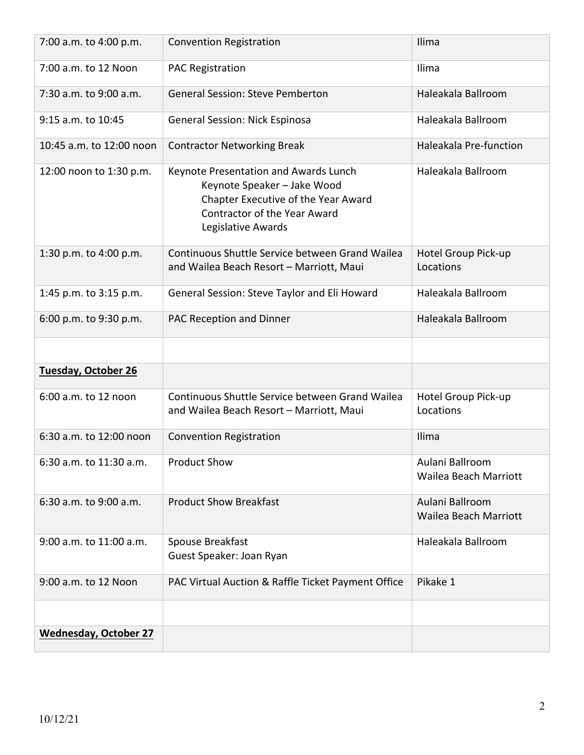| | | |
|---|---|---|
| 7:00 a.m. to 4:00 p.m. | Convention Registration | Ilima |
| 7:00 a.m. to 12 Noon | PAC Registration | Ilima |
| 7:30 a.m. to 9:00 a.m. | General Session: Steve Pemberton | Haleakala Ballroom |
| 9:15 a.m. to 10:45 | General Session: Nick Espinosa | Haleakala Ballroom |
| 10:45 a.m. to 12:00 noon | Contractor Networking Break | Haleakala Pre-function |
| 12:00 noon to 1:30 p.m. | Keynote Presentation and Awards Lunch<br>Keynote Speaker – Jake Wood<br>Chapter Executive of the Year Award<br>Contractor of the Year Award<br>Legislative Awards | Haleakala Ballroom |
| 1:30 p.m. to 4:00 p.m. | Continuous Shuttle Service between Grand Wailea and Wailea Beach Resort – Marriott, Maui | Hotel Group Pick-up Locations |
| 1:45 p.m. to 3:15 p.m. | General Session: Steve Taylor and Eli Howard | Haleakala Ballroom |
| 6:00 p.m. to 9:30 p.m. | PAC Reception and Dinner | Haleakala Ballroom |
| | | |
| **Tuesday, October 26** | | |
| 6:00 a.m. to 12 noon | Continuous Shuttle Service between Grand Wailea and Wailea Beach Resort – Marriott, Maui | Hotel Group Pick-up Locations |
| 6:30 a.m. to 12:00 noon | Convention Registration | Ilima |
| 6:30 a.m. to 11:30 a.m. | Product Show | Aulani Ballroom<br>Wailea Beach Marriott |
| 6:30 a.m. to 9:00 a.m. | Product Show Breakfast | Aulani Ballroom<br>Wailea Beach Marriott |
| 9:00 a.m. to 11:00 a.m. | Spouse Breakfast<br>Guest Speaker: Joan Ryan | Haleakala Ballroom |
| 9:00 a.m. to 12 Noon | PAC Virtual Auction & Raffle Ticket Payment Office | Pikake 1 |
| | | |
| **Wednesday, October 27** | | |

10/12/21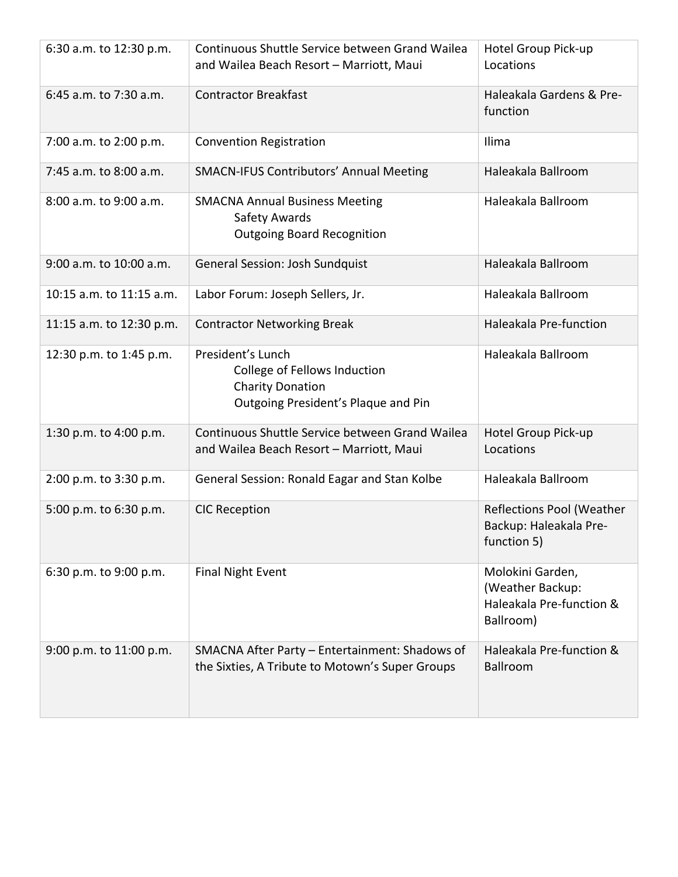| | | |
|---|---|---|
| 6:30 a.m. to 12:30 p.m. | Continuous Shuttle Service between Grand Wailea and Wailea Beach Resort – Marriott, Maui | Hotel Group Pick-up Locations |
| 6:45 a.m. to 7:30 a.m. | Contractor Breakfast | Haleakala Gardens & Pre-function |
| 7:00 a.m. to 2:00 p.m. | Convention Registration | Ilima |
| 7:45 a.m. to 8:00 a.m. | SMACN-IFUS Contributors' Annual Meeting | Haleakala Ballroom |
| 8:00 a.m. to 9:00 a.m. | SMACNA Annual Business Meeting<br>Safety Awards<br>Outgoing Board Recognition | Haleakala Ballroom |
| 9:00 a.m. to 10:00 a.m. | General Session: Josh Sundquist | Haleakala Ballroom |
| 10:15 a.m. to 11:15 a.m. | Labor Forum: Joseph Sellers, Jr. | Haleakala Ballroom |
| 11:15 a.m. to 12:30 p.m. | Contractor Networking Break | Haleakala Pre-function |
| 12:30 p.m. to 1:45 p.m. | President's Lunch<br>College of Fellows Induction<br>Charity Donation<br>Outgoing President's Plaque and Pin | Haleakala Ballroom |
| 1:30 p.m. to 4:00 p.m. | Continuous Shuttle Service between Grand Wailea and Wailea Beach Resort – Marriott, Maui | Hotel Group Pick-up Locations |
| 2:00 p.m. to 3:30 p.m. | General Session: Ronald Eagar and Stan Kolbe | Haleakala Ballroom |
| 5:00 p.m. to 6:30 p.m. | CIC Reception | Reflections Pool (Weather Backup: Haleakala Pre-function 5) |
| 6:30 p.m. to 9:00 p.m. | Final Night Event | Molokini Garden, (Weather Backup: Haleakala Pre-function & Ballroom) |
| 9:00 p.m. to 11:00 p.m. | SMACNA After Party – Entertainment: Shadows of the Sixties, A Tribute to Motown's Super Groups | Haleakala Pre-function & Ballroom |